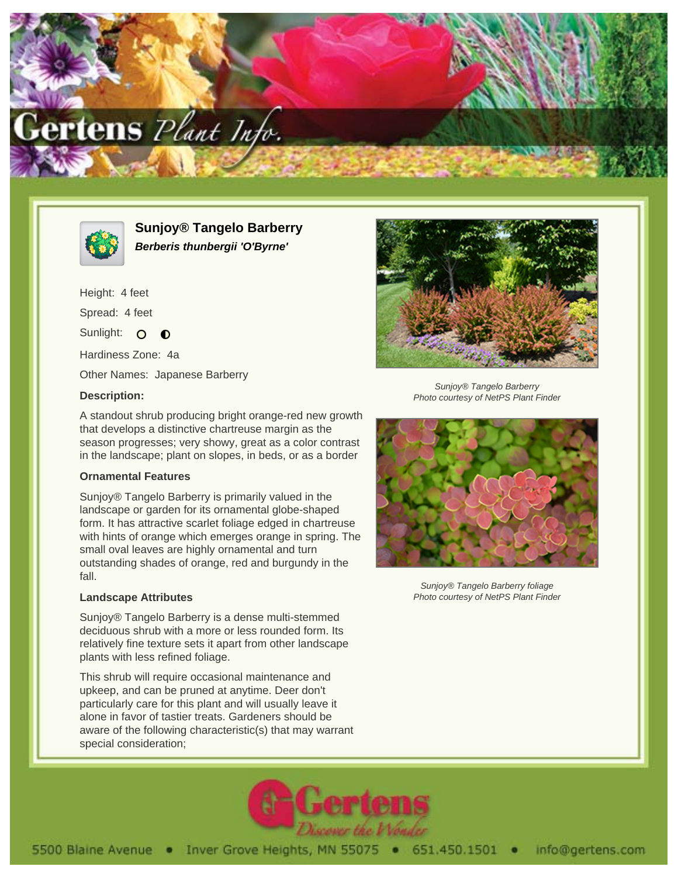# Sunjoy® Tangelo Barberry

***Berberis thunbergii 'O'Byrne'***

Height: 4 feet

Spread: 4 feet

Sunlight: ○ ◐

Hardiness Zone: 4a

Other Names: Japanese Barberry

### Description:

A standout shrub producing bright orange-red new growth that develops a distinctive chartreuse margin as the season progresses; very showy, great as a color contrast in the landscape; plant on slopes, in beds, or as a border

### Ornamental Features

Sunjoy® Tangelo Barberry is primarily valued in the landscape or garden for its ornamental globe-shaped form. It has attractive scarlet foliage edged in chartreuse with hints of orange which emerges orange in spring. The small oval leaves are highly ornamental and turn outstanding shades of orange, red and burgundy in the fall.

### Landscape Attributes

Sunjoy® Tangelo Barberry is a dense multi-stemmed deciduous shrub with a more or less rounded form. Its relatively fine texture sets it apart from other landscape plants with less refined foliage.

This shrub will require occasional maintenance and upkeep, and can be pruned at anytime. Deer don't particularly care for this plant and will usually leave it alone in favor of tastier treats. Gardeners should be aware of the following characteristic(s) that may warrant special consideration;

*Sunjoy® Tangelo Barberry*
*Photo courtesy of NetPS Plant Finder*

*Sunjoy® Tangelo Barberry foliage*
*Photo courtesy of NetPS Plant Finder*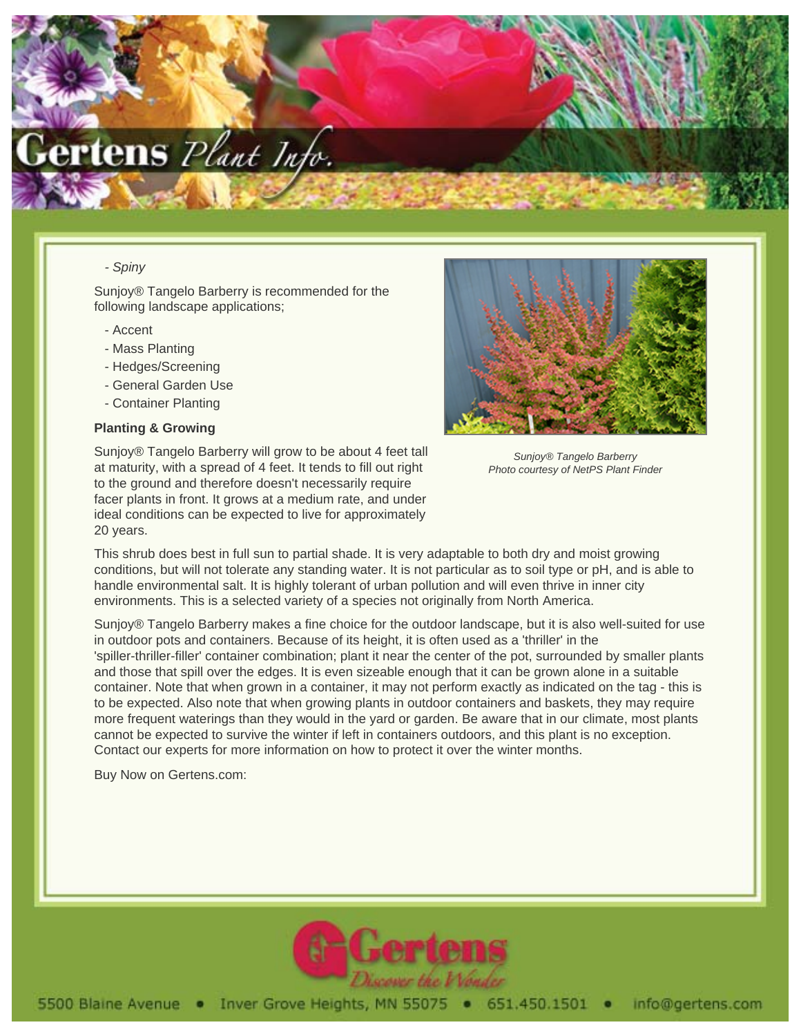- *Spiny*

Sunjoy® Tangelo Barberry is recommended for the following landscape applications;

- Accent
- Mass Planting
- Hedges/Screening
- General Garden Use
- Container Planting

*Sunjoy® Tangelo Barberry*
*Photo courtesy of NetPS Plant Finder*

**Planting & Growing**

Sunjoy® Tangelo Barberry will grow to be about 4 feet tall at maturity, with a spread of 4 feet. It tends to fill out right to the ground and therefore doesn't necessarily require facer plants in front. It grows at a medium rate, and under ideal conditions can be expected to live for approximately 20 years.

This shrub does best in full sun to partial shade. It is very adaptable to both dry and moist growing conditions, but will not tolerate any standing water. It is not particular as to soil type or pH, and is able to handle environmental salt. It is highly tolerant of urban pollution and will even thrive in inner city environments. This is a selected variety of a species not originally from North America.

Sunjoy® Tangelo Barberry makes a fine choice for the outdoor landscape, but it is also well-suited for use in outdoor pots and containers. Because of its height, it is often used as a 'thriller' in the 'spiller-thriller-filler' container combination; plant it near the center of the pot, surrounded by smaller plants and those that spill over the edges. It is even sizeable enough that it can be grown alone in a suitable container. Note that when grown in a container, it may not perform exactly as indicated on the tag - this is to be expected. Also note that when growing plants in outdoor containers and baskets, they may require more frequent waterings than they would in the yard or garden. Be aware that in our climate, most plants cannot be expected to survive the winter if left in containers outdoors, and this plant is no exception. Contact our experts for more information on how to protect it over the winter months.

Buy Now on Gertens.com: